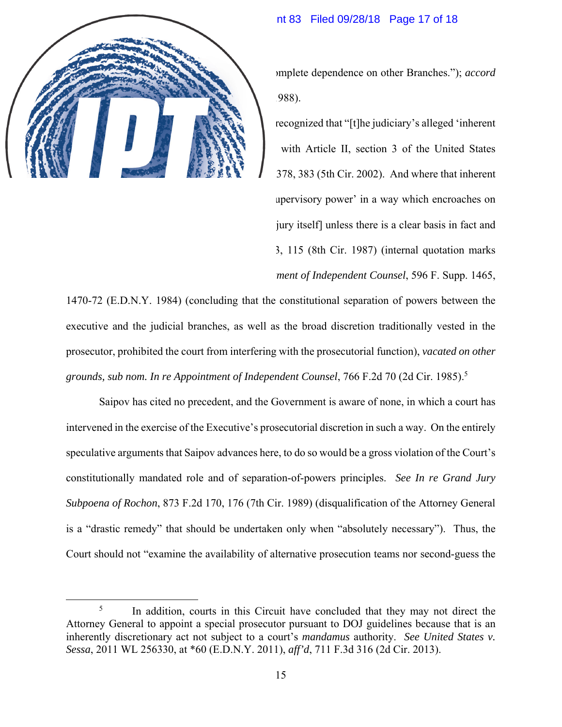›mplete dependence on other Branches."); *accord*

988).

recognized that "[t]he judiciary's alleged 'inherent

with Article II, section 3 of the United States

378, 383 (5th Cir. 2002). And where that inherent

ıpervisory power' in a way which encroaches on

jury itself] unless there is a clear basis in fact and

3, 115 (8th Cir. 1987) (internal quotation marks

*ment of Independent Counsel*, 596 F. Supp. 1465, 1470-72 (E.D.N.Y. 1984) (concluding that the constitutional separation of powers between the executive and the judicial branches, as well as the broad discretion traditionally vested in the prosecutor, prohibited the court from interfering with the prosecutorial function), *vacated on other grounds, sub nom. In re Appointment of Independent Counsel*, 766 F.2d 70 (2d Cir. 1985).[5]

Saipov has cited no precedent, and the Government is aware of none, in which a court has intervened in the exercise of the Executive's prosecutorial discretion in such a way. On the entirely speculative arguments that Saipov advances here, to do so would be a gross violation of the Court's constitutionally mandated role and of separation-of-powers principles. *See In re Grand Jury Subpoena of Rochon*, 873 F.2d 170, 176 (7th Cir. 1989) (disqualification of the Attorney General is a "drastic remedy" that should be undertaken only when "absolutely necessary"). Thus, the Court should not "examine the availability of alternative prosecution teams nor second-guess the

---

[5] In addition, courts in this Circuit have concluded that they may not direct the Attorney General to appoint a special prosecutor pursuant to DOJ guidelines because that is an inherently discretionary act not subject to a court's *mandamus* authority. *See United States v. Sessa*, 2011 WL 256330, at *60 (E.D.N.Y. 2011), *aff'd*, 711 F.3d 316 (2d Cir. 2013).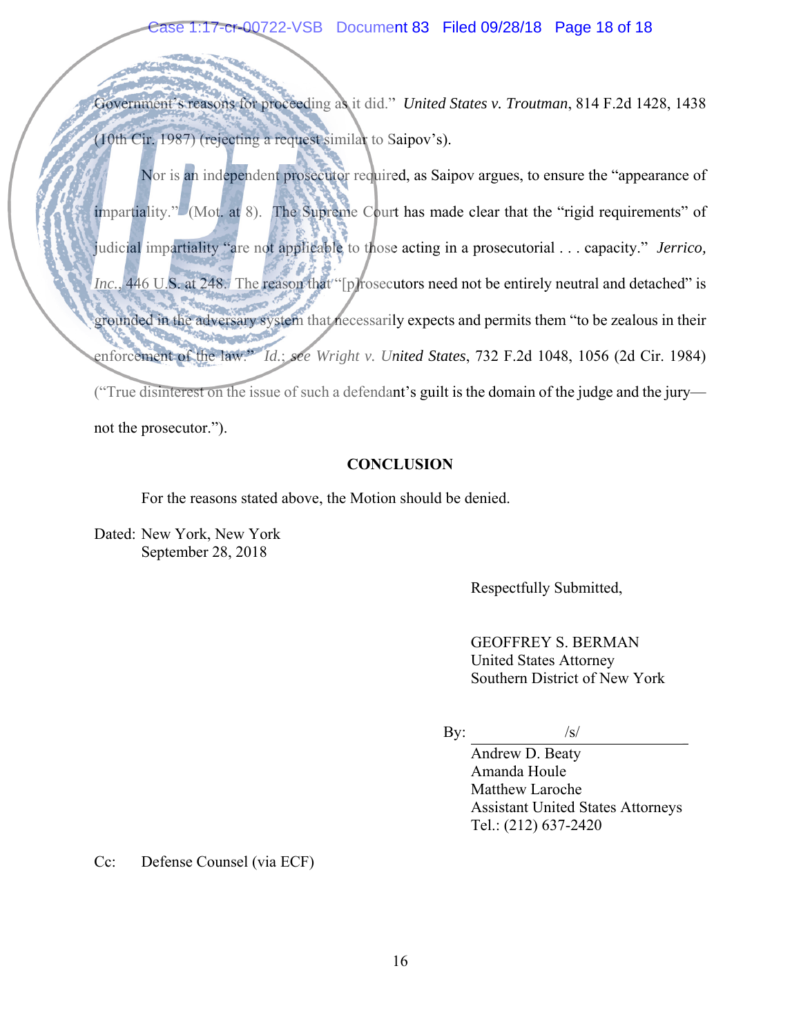Government's reasons for proceeding as it did." *United States v. Troutman*, 814 F.2d 1428, 1438 (10th Cir. 1987) (rejecting a request similar to Saipov's).

Nor is an independent prosecutor required, as Saipov argues, to ensure the "appearance of impartiality." (Mot. at 8). The Supreme Court has made clear that the "rigid requirements" of judicial impartiality "are not applicable to those acting in a prosecutorial . . . capacity." *Jerrico, Inc.*, 446 U.S. at 248. The reason that "[p]rosecutors need not be entirely neutral and detached" is grounded in the adversary system that necessarily expects and permits them "to be zealous in their enforcement of the law." *Id.*; *see Wright v. United States*, 732 F.2d 1048, 1056 (2d Cir. 1984) ("True disinterest on the issue of such a defendant's guilt is the domain of the judge and the jury—not the prosecutor.").

**CONCLUSION**

For the reasons stated above, the Motion should be denied.

Dated: New York, New York
September 28, 2018

Respectfully Submitted,

GEOFFREY S. BERMAN
United States Attorney
Southern District of New York

By: /s/
Andrew D. Beaty
Amanda Houle
Matthew Laroche
Assistant United States Attorneys
Tel.: (212) 637-2420

Cc: Defense Counsel (via ECF)